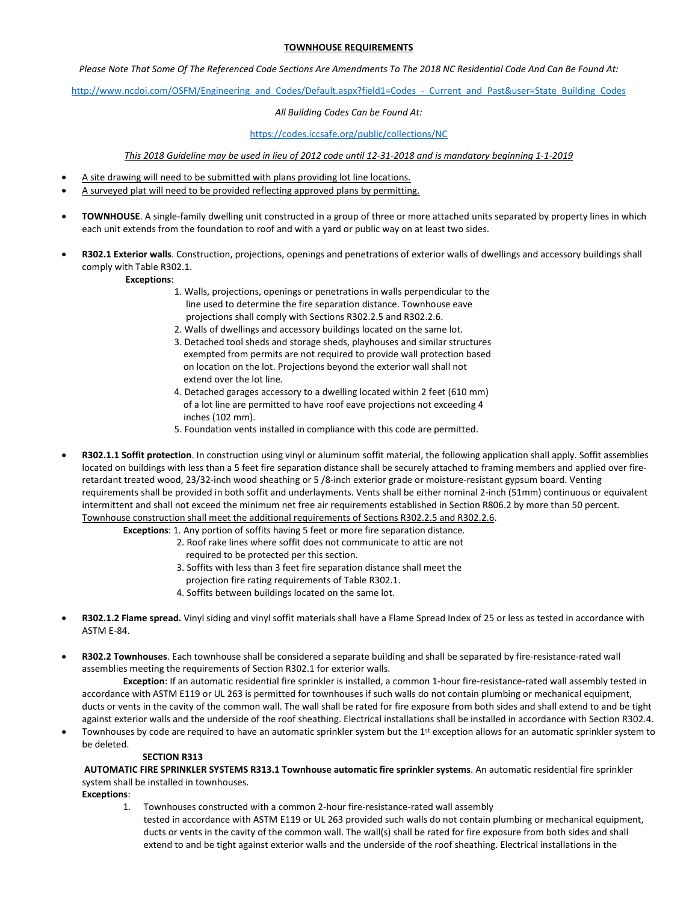# TOWNHOUSE REQUIREMENTS

*Please Note That Some Of The Referenced Code Sections Are Amendments To The 2018 NC Residential Code And Can Be Found At:*

http://www.ncdoi.com/OSFM/Engineering_and_Codes/Default.aspx?field1=Codes_-_Current_and_Past&user=State_Building_Codes

*All Building Codes Can be Found At:*

https://codes.iccsafe.org/public/collections/NC

*This 2018 Guideline may be used in lieu of 2012 code until 12-31-2018 and is mandatory beginning 1-1-2019*

- A site drawing will need to be submitted with plans providing lot line locations.
- A surveyed plat will need to be provided reflecting approved plans by permitting.

- **TOWNHOUSE**. A single-family dwelling unit constructed in a group of three or more attached units separated by property lines in which each unit extends from the foundation to roof and with a yard or public way on at least two sides.

- **R302.1 Exterior walls**. Construction, projections, openings and penetrations of exterior walls of dwellings and accessory buildings shall comply with Table R302.1.

  **Exceptions**:
  1. Walls, projections, openings or penetrations in walls perpendicular to the line used to determine the fire separation distance. Townhouse eave projections shall comply with Sections R302.2.5 and R302.2.6.
  2. Walls of dwellings and accessory buildings located on the same lot.
  3. Detached tool sheds and storage sheds, playhouses and similar structures exempted from permits are not required to provide wall protection based on location on the lot. Projections beyond the exterior wall shall not extend over the lot line.
  4. Detached garages accessory to a dwelling located within 2 feet (610 mm) of a lot line are permitted to have roof eave projections not exceeding 4 inches (102 mm).
  5. Foundation vents installed in compliance with this code are permitted.

- **R302.1.1 Soffit protection**. In construction using vinyl or aluminum soffit material, the following application shall apply. Soffit assemblies located on buildings with less than a 5 feet fire separation distance shall be securely attached to framing members and applied over fire-retardant treated wood, 23/32-inch wood sheathing or 5 /8-inch exterior grade or moisture-resistant gypsum board. Venting requirements shall be provided in both soffit and underlayments. Vents shall be either nominal 2-inch (51mm) continuous or equivalent intermittent and shall not exceed the minimum net free air requirements established in Section R806.2 by more than 50 percent. Townhouse construction shall meet the additional requirements of Sections R302.2.5 and R302.2.6.

  **Exceptions**:
  1. Any portion of soffits having 5 feet or more fire separation distance.
  2. Roof rake lines where soffit does not communicate to attic are not required to be protected per this section.
  3. Soffits with less than 3 feet fire separation distance shall meet the projection fire rating requirements of Table R302.1.
  4. Soffits between buildings located on the same lot.

- **R302.1.2 Flame spread.** Vinyl siding and vinyl soffit materials shall have a Flame Spread Index of 25 or less as tested in accordance with ASTM E-84.

- **R302.2 Townhouses**. Each townhouse shall be considered a separate building and shall be separated by fire-resistance-rated wall assemblies meeting the requirements of Section R302.1 for exterior walls.

  **Exception**: If an automatic residential fire sprinkler is installed, a common 1-hour fire-resistance-rated wall assembly tested in accordance with ASTM E119 or UL 263 is permitted for townhouses if such walls do not contain plumbing or mechanical equipment, ducts or vents in the cavity of the common wall. The wall shall be rated for fire exposure from both sides and shall extend to and be tight against exterior walls and the underside of the roof sheathing. Electrical installations shall be installed in accordance with Section R302.4.
- Townhouses by code are required to have an automatic sprinkler system but the 1st exception allows for an automatic sprinkler system to be deleted.

**SECTION R313**

**AUTOMATIC FIRE SPRINKLER SYSTEMS R313.1 Townhouse automatic fire sprinkler systems**. An automatic residential fire sprinkler system shall be installed in townhouses.

**Exceptions**:

1. Townhouses constructed with a common 2-hour fire-resistance-rated wall assembly tested in accordance with ASTM E119 or UL 263 provided such walls do not contain plumbing or mechanical equipment, ducts or vents in the cavity of the common wall. The wall(s) shall be rated for fire exposure from both sides and shall extend to and be tight against exterior walls and the underside of the roof sheathing. Electrical installations in the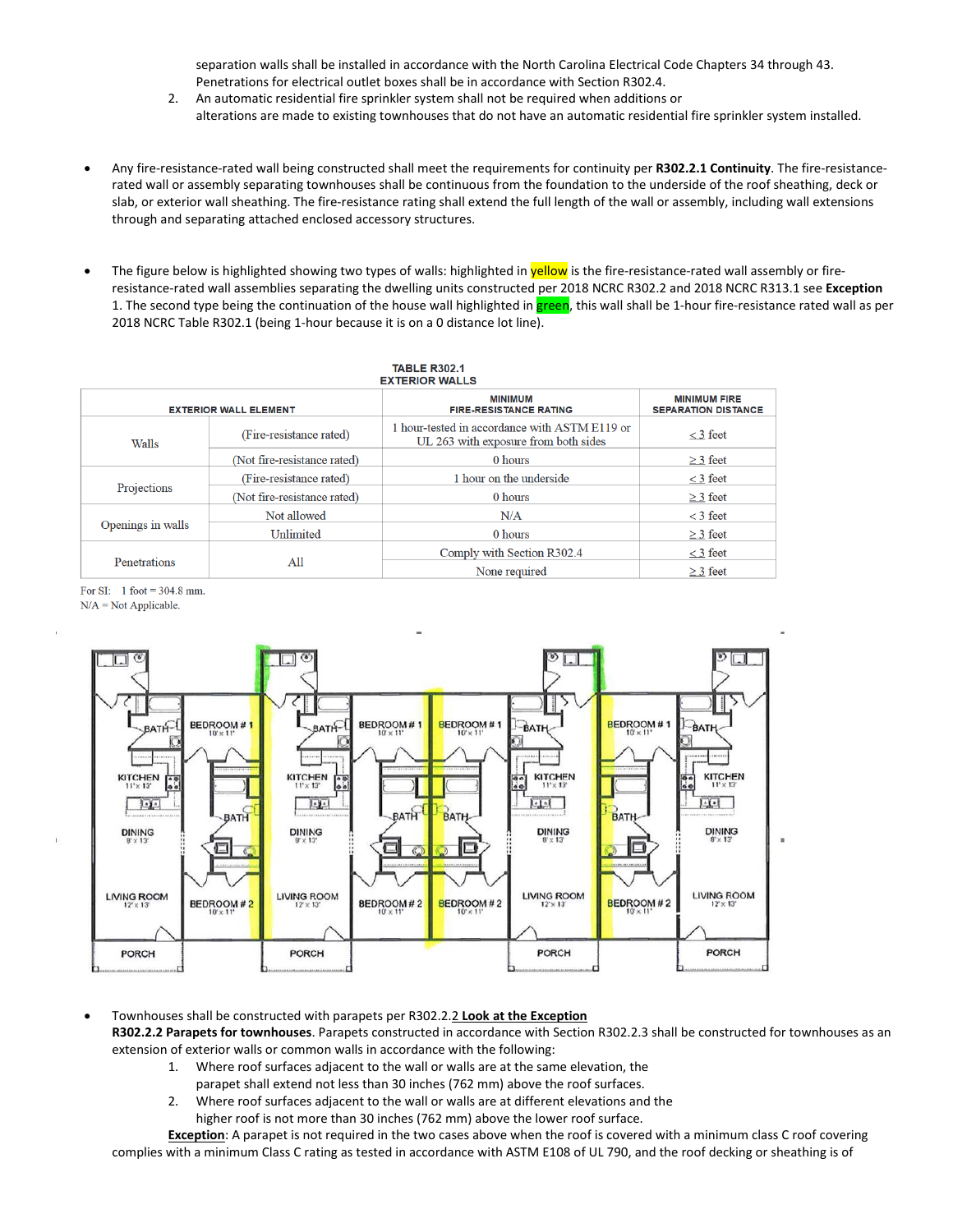separation walls shall be installed in accordance with the North Carolina Electrical Code Chapters 34 through 43. Penetrations for electrical outlet boxes shall be in accordance with Section R302.4.

2. An automatic residential fire sprinkler system shall not be required when additions or alterations are made to existing townhouses that do not have an automatic residential fire sprinkler system installed.

- Any fire-resistance-rated wall being constructed shall meet the requirements for continuity per **R302.2.1 Continuity**. The fire-resistance-rated wall or assembly separating townhouses shall be continuous from the foundation to the underside of the roof sheathing, deck or slab, or exterior wall sheathing. The fire-resistance rating shall extend the full length of the wall or assembly, including wall extensions through and separating attached enclosed accessory structures.

- The figure below is highlighted showing two types of walls: highlighted in yellow is the fire-resistance-rated wall assembly or fire-resistance-rated wall assemblies separating the dwelling units constructed per 2018 NCRC R302.2 and 2018 NCRC R313.1 see **Exception** 1. The second type being the continuation of the house wall highlighted in green, this wall shall be 1-hour fire-resistance rated wall as per 2018 NCRC Table R302.1 (being 1-hour because it is on a 0 distance lot line).

**TABLE R302.1**
**EXTERIOR WALLS**

| EXTERIOR WALL ELEMENT | | MINIMUM FIRE-RESISTANCE RATING | MINIMUM FIRE SEPARATION DISTANCE |
|---|---|---|---|
| Walls | (Fire-resistance rated) | 1 hour-tested in accordance with ASTM E119 or UL 263 with exposure from both sides | ≤ 3 feet |
| | (Not fire-resistance rated) | 0 hours | ≥ 3 feet |
| Projections | (Fire-resistance rated) | 1 hour on the underside | ≤ 3 feet |
| | (Not fire-resistance rated) | 0 hours | ≥ 3 feet |
| Openings in walls | Not allowed | N/A | < 3 feet |
| | Unlimited | 0 hours | ≥ 3 feet |
| Penetrations | All | Comply with Section R302.4 | ≤ 3 feet |
| | | None required | ≥ 3 feet |

For SI: 1 foot = 304.8 mm.
N/A = Not Applicable.

- Townhouses shall be constructed with parapets per R302.2.2 **Look at the Exception**

**R302.2.2 Parapets for townhouses**. Parapets constructed in accordance with Section R302.2.3 shall be constructed for townhouses as an extension of exterior walls or common walls in accordance with the following:

1. Where roof surfaces adjacent to the wall or walls are at the same elevation, the parapet shall extend not less than 30 inches (762 mm) above the roof surfaces.
2. Where roof surfaces adjacent to the wall or walls are at different elevations and the higher roof is not more than 30 inches (762 mm) above the lower roof surface.

**Exception**: A parapet is not required in the two cases above when the roof is covered with a minimum class C roof covering complies with a minimum Class C rating as tested in accordance with ASTM E108 of UL 790, and the roof decking or sheathing is of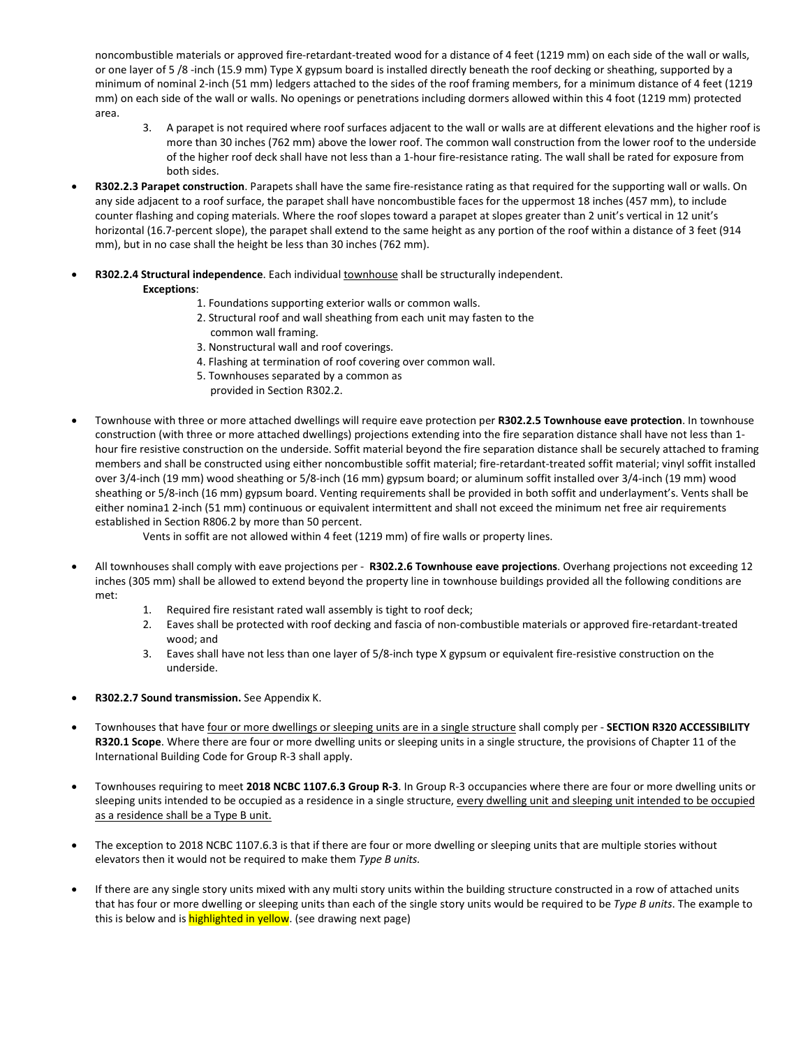noncombustible materials or approved fire-retardant-treated wood for a distance of 4 feet (1219 mm) on each side of the wall or walls, or one layer of 5 /8 -inch (15.9 mm) Type X gypsum board is installed directly beneath the roof decking or sheathing, supported by a minimum of nominal 2-inch (51 mm) ledgers attached to the sides of the roof framing members, for a minimum distance of 4 feet (1219 mm) on each side of the wall or walls. No openings or penetrations including dormers allowed within this 4 foot (1219 mm) protected area.

3. A parapet is not required where roof surfaces adjacent to the wall or walls are at different elevations and the higher roof is more than 30 inches (762 mm) above the lower roof. The common wall construction from the lower roof to the underside of the higher roof deck shall have not less than a 1-hour fire-resistance rating. The wall shall be rated for exposure from both sides.

- **R302.2.3 Parapet construction**. Parapets shall have the same fire-resistance rating as that required for the supporting wall or walls. On any side adjacent to a roof surface, the parapet shall have noncombustible faces for the uppermost 18 inches (457 mm), to include counter flashing and coping materials. Where the roof slopes toward a parapet at slopes greater than 2 unit's vertical in 12 unit's horizontal (16.7-percent slope), the parapet shall extend to the same height as any portion of the roof within a distance of 3 feet (914 mm), but in no case shall the height be less than 30 inches (762 mm).

- **R302.2.4 Structural independence**. Each individual townhouse shall be structurally independent.

  **Exceptions**:
  1. Foundations supporting exterior walls or common walls.
  2. Structural roof and wall sheathing from each unit may fasten to the common wall framing.
  3. Nonstructural wall and roof coverings.
  4. Flashing at termination of roof covering over common wall.
  5. Townhouses separated by a common as provided in Section R302.2.

- Townhouse with three or more attached dwellings will require eave protection per **R302.2.5 Townhouse eave protection**. In townhouse construction (with three or more attached dwellings) projections extending into the fire separation distance shall have not less than 1-hour fire resistive construction on the underside. Soffit material beyond the fire separation distance shall be securely attached to framing members and shall be constructed using either noncombustible soffit material; fire-retardant-treated soffit material; vinyl soffit installed over 3/4-inch (19 mm) wood sheathing or 5/8-inch (16 mm) gypsum board; or aluminum soffit installed over 3/4-inch (19 mm) wood sheathing or 5/8-inch (16 mm) gypsum board. Venting requirements shall be provided in both soffit and underlayment's. Vents shall be either nomina1 2-inch (51 mm) continuous or equivalent intermittent and shall not exceed the minimum net free air requirements established in Section R806.2 by more than 50 percent.

  Vents in soffit are not allowed within 4 feet (1219 mm) of fire walls or property lines.

- All townhouses shall comply with eave projections per - **R302.2.6 Townhouse eave projections**. Overhang projections not exceeding 12 inches (305 mm) shall be allowed to extend beyond the property line in townhouse buildings provided all the following conditions are met:
  1. Required fire resistant rated wall assembly is tight to roof deck;
  2. Eaves shall be protected with roof decking and fascia of non-combustible materials or approved fire-retardant-treated wood; and
  3. Eaves shall have not less than one layer of 5/8-inch type X gypsum or equivalent fire-resistive construction on the underside.

- **R302.2.7 Sound transmission.** See Appendix K.

- Townhouses that have four or more dwellings or sleeping units are in a single structure shall comply per - **SECTION R320 ACCESSIBILITY R320.1 Scope**. Where there are four or more dwelling units or sleeping units in a single structure, the provisions of Chapter 11 of the International Building Code for Group R-3 shall apply.

- Townhouses requiring to meet **2018 NCBC 1107.6.3 Group R-3**. In Group R-3 occupancies where there are four or more dwelling units or sleeping units intended to be occupied as a residence in a single structure, every dwelling unit and sleeping unit intended to be occupied as a residence shall be a Type B unit.

- The exception to 2018 NCBC 1107.6.3 is that if there are four or more dwelling or sleeping units that are multiple stories without elevators then it would not be required to make them *Type B units.*

- If there are any single story units mixed with any multi story units within the building structure constructed in a row of attached units that has four or more dwelling or sleeping units than each of the single story units would be required to be *Type B units*. The example to this is below and is highlighted in yellow. (see drawing next page)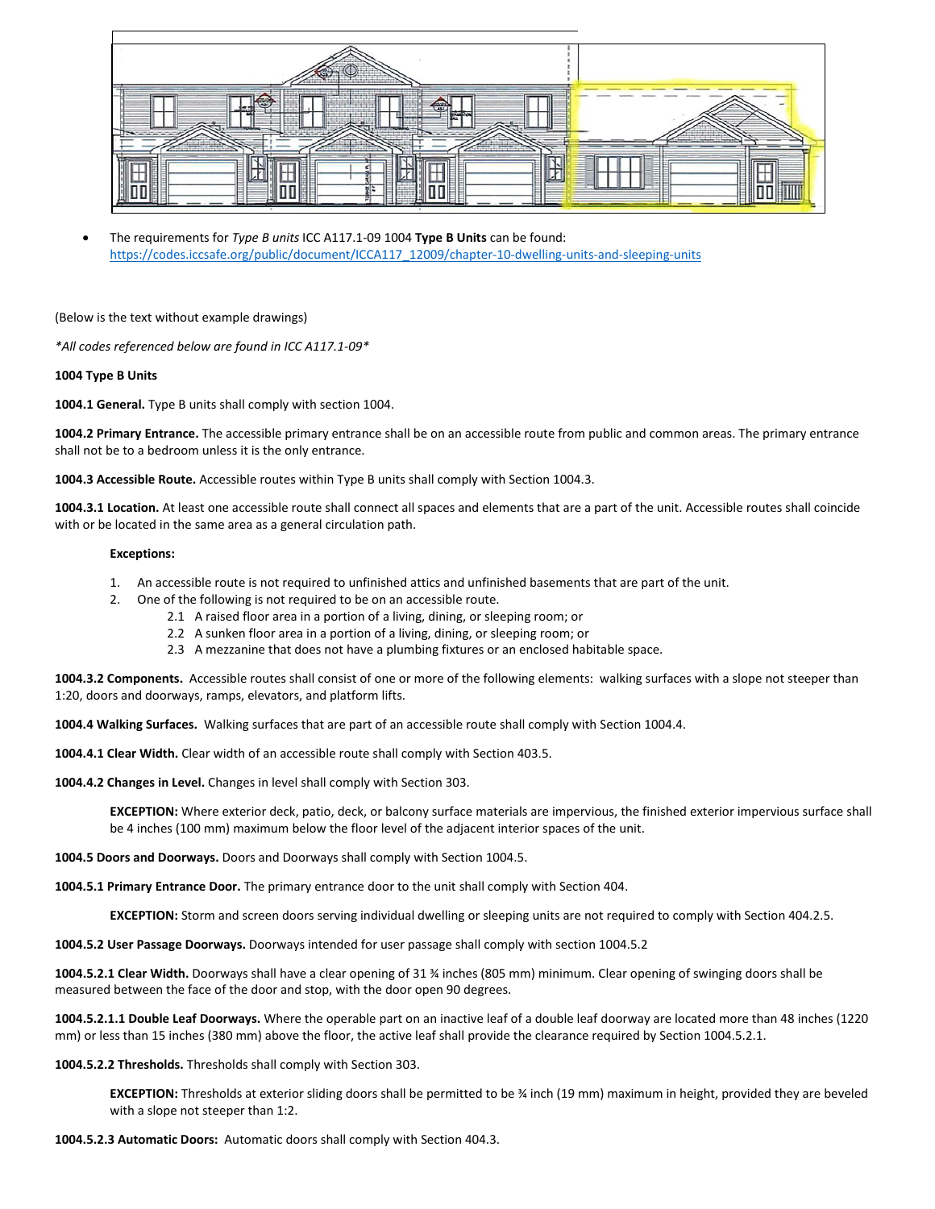- The requirements for *Type B units* ICC A117.1-09 1004 **Type B Units** can be found: https://codes.iccsafe.org/public/document/ICCA117_12009/chapter-10-dwelling-units-and-sleeping-units

(Below is the text without example drawings)

*\*All codes referenced below are found in ICC A117.1-09\**

**1004 Type B Units**

**1004.1 General.** Type B units shall comply with section 1004.

**1004.2 Primary Entrance.** The accessible primary entrance shall be on an accessible route from public and common areas. The primary entrance shall not be to a bedroom unless it is the only entrance.

**1004.3 Accessible Route.** Accessible routes within Type B units shall comply with Section 1004.3.

**1004.3.1 Location.** At least one accessible route shall connect all spaces and elements that are a part of the unit. Accessible routes shall coincide with or be located in the same area as a general circulation path.

**Exceptions:**

1. An accessible route is not required to unfinished attics and unfinished basements that are part of the unit.
2. One of the following is not required to be on an accessible route.
   - 2.1 A raised floor area in a portion of a living, dining, or sleeping room; or
   - 2.2 A sunken floor area in a portion of a living, dining, or sleeping room; or
   - 2.3 A mezzanine that does not have a plumbing fixtures or an enclosed habitable space.

**1004.3.2 Components.** Accessible routes shall consist of one or more of the following elements: walking surfaces with a slope not steeper than 1:20, doors and doorways, ramps, elevators, and platform lifts.

**1004.4 Walking Surfaces.** Walking surfaces that are part of an accessible route shall comply with Section 1004.4.

**1004.4.1 Clear Width.** Clear width of an accessible route shall comply with Section 403.5.

**1004.4.2 Changes in Level.** Changes in level shall comply with Section 303.

**EXCEPTION:** Where exterior deck, patio, deck, or balcony surface materials are impervious, the finished exterior impervious surface shall be 4 inches (100 mm) maximum below the floor level of the adjacent interior spaces of the unit.

**1004.5 Doors and Doorways.** Doors and Doorways shall comply with Section 1004.5.

**1004.5.1 Primary Entrance Door.** The primary entrance door to the unit shall comply with Section 404.

**EXCEPTION:** Storm and screen doors serving individual dwelling or sleeping units are not required to comply with Section 404.2.5.

**1004.5.2 User Passage Doorways.** Doorways intended for user passage shall comply with section 1004.5.2

**1004.5.2.1 Clear Width.** Doorways shall have a clear opening of 31 ¾ inches (805 mm) minimum. Clear opening of swinging doors shall be measured between the face of the door and stop, with the door open 90 degrees.

**1004.5.2.1.1 Double Leaf Doorways.** Where the operable part on an inactive leaf of a double leaf doorway are located more than 48 inches (1220 mm) or less than 15 inches (380 mm) above the floor, the active leaf shall provide the clearance required by Section 1004.5.2.1.

**1004.5.2.2 Thresholds.** Thresholds shall comply with Section 303.

**EXCEPTION:** Thresholds at exterior sliding doors shall be permitted to be ¾ inch (19 mm) maximum in height, provided they are beveled with a slope not steeper than 1:2.

**1004.5.2.3 Automatic Doors:** Automatic doors shall comply with Section 404.3.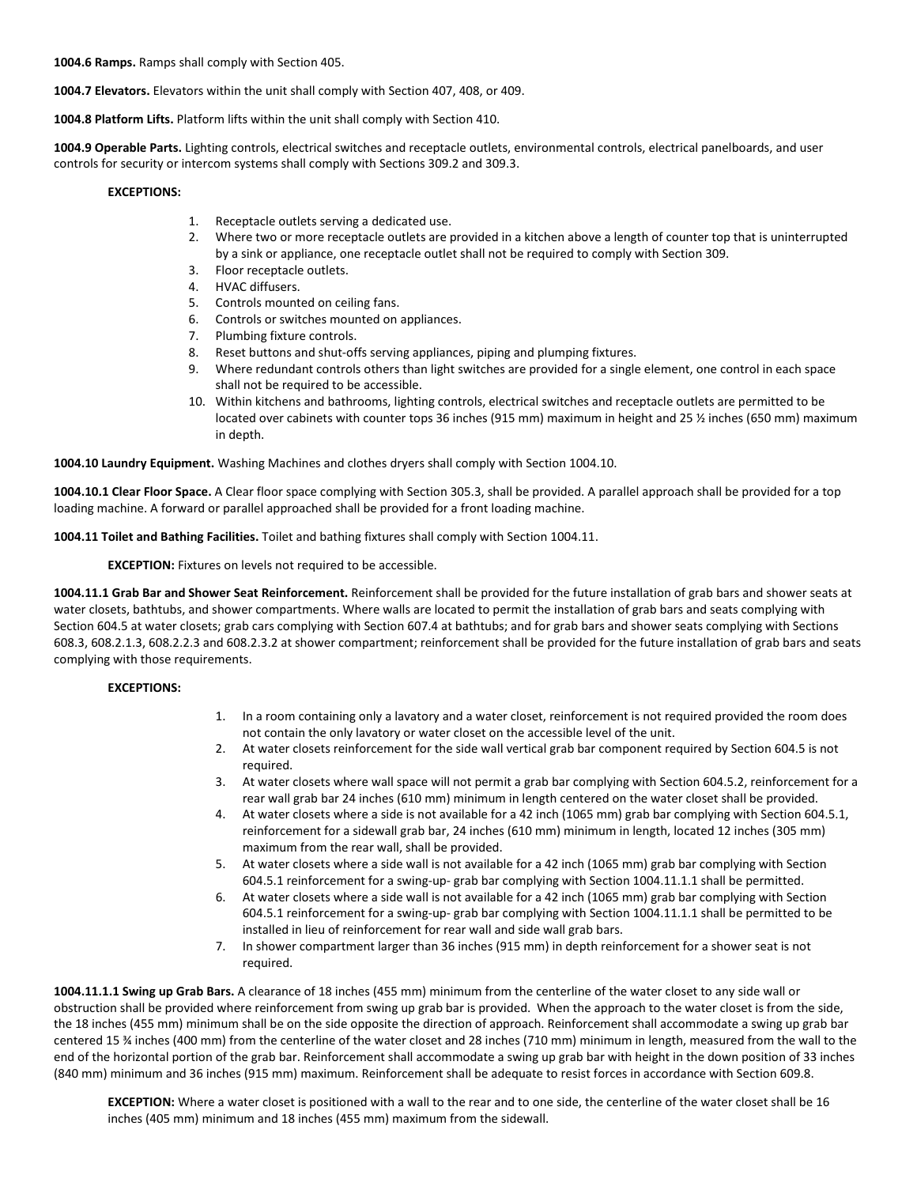**1004.6 Ramps.** Ramps shall comply with Section 405.

**1004.7 Elevators.** Elevators within the unit shall comply with Section 407, 408, or 409.

**1004.8 Platform Lifts.** Platform lifts within the unit shall comply with Section 410.

**1004.9 Operable Parts.** Lighting controls, electrical switches and receptacle outlets, environmental controls, electrical panelboards, and user controls for security or intercom systems shall comply with Sections 309.2 and 309.3.

**EXCEPTIONS:**

1. Receptacle outlets serving a dedicated use.
2. Where two or more receptacle outlets are provided in a kitchen above a length of counter top that is uninterrupted by a sink or appliance, one receptacle outlet shall not be required to comply with Section 309.
3. Floor receptacle outlets.
4. HVAC diffusers.
5. Controls mounted on ceiling fans.
6. Controls or switches mounted on appliances.
7. Plumbing fixture controls.
8. Reset buttons and shut-offs serving appliances, piping and plumping fixtures.
9. Where redundant controls others than light switches are provided for a single element, one control in each space shall not be required to be accessible.
10. Within kitchens and bathrooms, lighting controls, electrical switches and receptacle outlets are permitted to be located over cabinets with counter tops 36 inches (915 mm) maximum in height and 25 ½ inches (650 mm) maximum in depth.

**1004.10 Laundry Equipment.** Washing Machines and clothes dryers shall comply with Section 1004.10.

**1004.10.1 Clear Floor Space.** A Clear floor space complying with Section 305.3, shall be provided. A parallel approach shall be provided for a top loading machine. A forward or parallel approached shall be provided for a front loading machine.

**1004.11 Toilet and Bathing Facilities.** Toilet and bathing fixtures shall comply with Section 1004.11.

**EXCEPTION:** Fixtures on levels not required to be accessible.

**1004.11.1 Grab Bar and Shower Seat Reinforcement.** Reinforcement shall be provided for the future installation of grab bars and shower seats at water closets, bathtubs, and shower compartments. Where walls are located to permit the installation of grab bars and seats complying with Section 604.5 at water closets; grab cars complying with Section 607.4 at bathtubs; and for grab bars and shower seats complying with Sections 608.3, 608.2.1.3, 608.2.2.3 and 608.2.3.2 at shower compartment; reinforcement shall be provided for the future installation of grab bars and seats complying with those requirements.

**EXCEPTIONS:**

1. In a room containing only a lavatory and a water closet, reinforcement is not required provided the room does not contain the only lavatory or water closet on the accessible level of the unit.
2. At water closets reinforcement for the side wall vertical grab bar component required by Section 604.5 is not required.
3. At water closets where wall space will not permit a grab bar complying with Section 604.5.2, reinforcement for a rear wall grab bar 24 inches (610 mm) minimum in length centered on the water closet shall be provided.
4. At water closets where a side is not available for a 42 inch (1065 mm) grab bar complying with Section 604.5.1, reinforcement for a sidewall grab bar, 24 inches (610 mm) minimum in length, located 12 inches (305 mm) maximum from the rear wall, shall be provided.
5. At water closets where a side wall is not available for a 42 inch (1065 mm) grab bar complying with Section 604.5.1 reinforcement for a swing-up- grab bar complying with Section 1004.11.1.1 shall be permitted.
6. At water closets where a side wall is not available for a 42 inch (1065 mm) grab bar complying with Section 604.5.1 reinforcement for a swing-up- grab bar complying with Section 1004.11.1.1 shall be permitted to be installed in lieu of reinforcement for rear wall and side wall grab bars.
7. In shower compartment larger than 36 inches (915 mm) in depth reinforcement for a shower seat is not required.

**1004.11.1.1 Swing up Grab Bars.** A clearance of 18 inches (455 mm) minimum from the centerline of the water closet to any side wall or obstruction shall be provided where reinforcement from swing up grab bar is provided. When the approach to the water closet is from the side, the 18 inches (455 mm) minimum shall be on the side opposite the direction of approach. Reinforcement shall accommodate a swing up grab bar centered 15 ¾ inches (400 mm) from the centerline of the water closet and 28 inches (710 mm) minimum in length, measured from the wall to the end of the horizontal portion of the grab bar. Reinforcement shall accommodate a swing up grab bar with height in the down position of 33 inches (840 mm) minimum and 36 inches (915 mm) maximum. Reinforcement shall be adequate to resist forces in accordance with Section 609.8.

**EXCEPTION:** Where a water closet is positioned with a wall to the rear and to one side, the centerline of the water closet shall be 16 inches (405 mm) minimum and 18 inches (455 mm) maximum from the sidewall.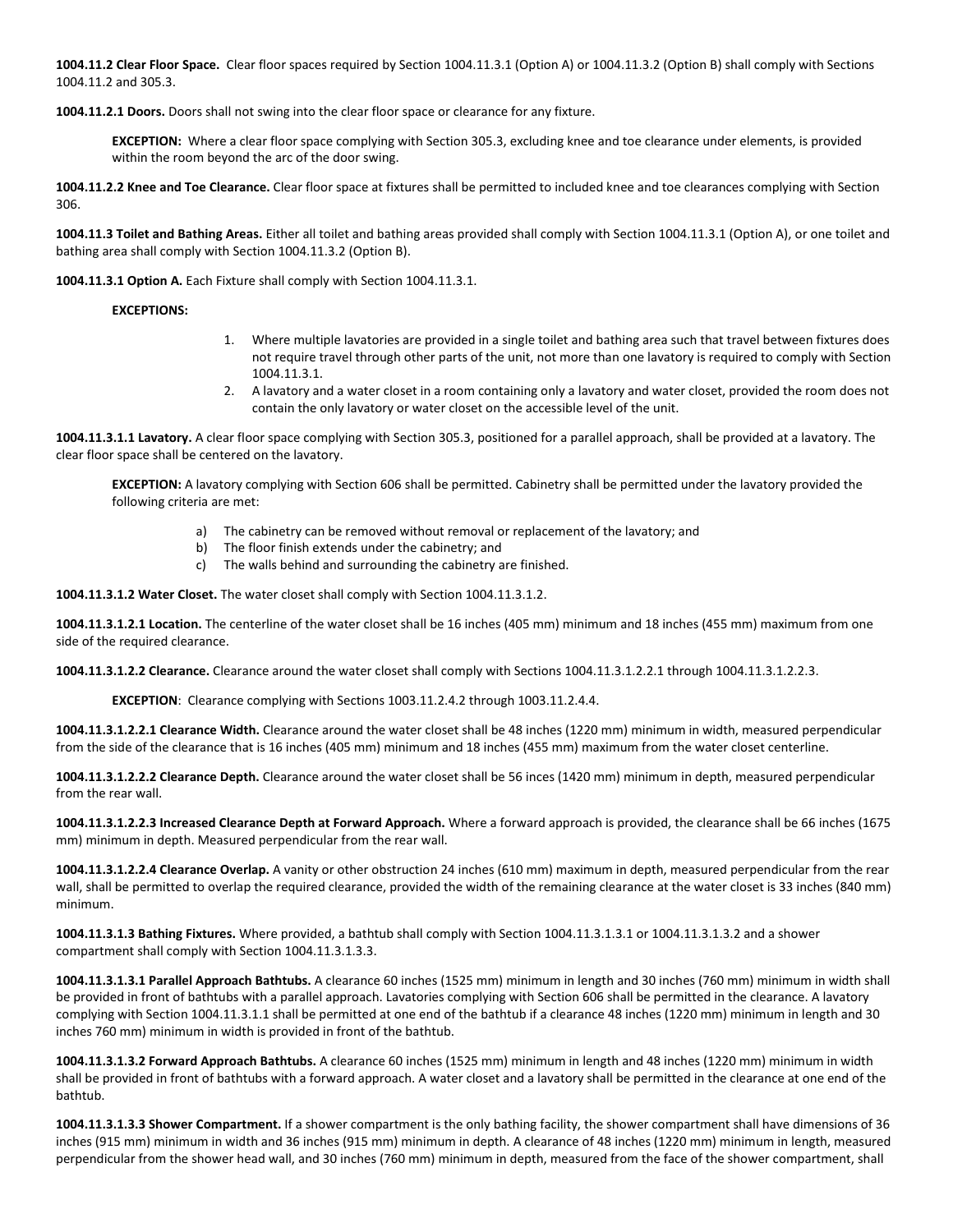**1004.11.2 Clear Floor Space.** Clear floor spaces required by Section 1004.11.3.1 (Option A) or 1004.11.3.2 (Option B) shall comply with Sections 1004.11.2 and 305.3.

**1004.11.2.1 Doors.** Doors shall not swing into the clear floor space or clearance for any fixture.

> **EXCEPTION:** Where a clear floor space complying with Section 305.3, excluding knee and toe clearance under elements, is provided within the room beyond the arc of the door swing.

**1004.11.2.2 Knee and Toe Clearance.** Clear floor space at fixtures shall be permitted to included knee and toe clearances complying with Section 306.

**1004.11.3 Toilet and Bathing Areas.** Either all toilet and bathing areas provided shall comply with Section 1004.11.3.1 (Option A), or one toilet and bathing area shall comply with Section 1004.11.3.2 (Option B).

**1004.11.3.1 Option A.** Each Fixture shall comply with Section 1004.11.3.1.

**EXCEPTIONS:**

1. Where multiple lavatories are provided in a single toilet and bathing area such that travel between fixtures does not require travel through other parts of the unit, not more than one lavatory is required to comply with Section 1004.11.3.1.
2. A lavatory and a water closet in a room containing only a lavatory and water closet, provided the room does not contain the only lavatory or water closet on the accessible level of the unit.

**1004.11.3.1.1 Lavatory.** A clear floor space complying with Section 305.3, positioned for a parallel approach, shall be provided at a lavatory. The clear floor space shall be centered on the lavatory.

> **EXCEPTION:** A lavatory complying with Section 606 shall be permitted. Cabinetry shall be permitted under the lavatory provided the following criteria are met:
>
> a) The cabinetry can be removed without removal or replacement of the lavatory; and
> b) The floor finish extends under the cabinetry; and
> c) The walls behind and surrounding the cabinetry are finished.

**1004.11.3.1.2 Water Closet.** The water closet shall comply with Section 1004.11.3.1.2.

**1004.11.3.1.2.1 Location.** The centerline of the water closet shall be 16 inches (405 mm) minimum and 18 inches (455 mm) maximum from one side of the required clearance.

**1004.11.3.1.2.2 Clearance.** Clearance around the water closet shall comply with Sections 1004.11.3.1.2.2.1 through 1004.11.3.1.2.2.3.

> **EXCEPTION**: Clearance complying with Sections 1003.11.2.4.2 through 1003.11.2.4.4.

**1004.11.3.1.2.2.1 Clearance Width.** Clearance around the water closet shall be 48 inches (1220 mm) minimum in width, measured perpendicular from the side of the clearance that is 16 inches (405 mm) minimum and 18 inches (455 mm) maximum from the water closet centerline.

**1004.11.3.1.2.2.2 Clearance Depth.** Clearance around the water closet shall be 56 inces (1420 mm) minimum in depth, measured perpendicular from the rear wall.

**1004.11.3.1.2.2.3 Increased Clearance Depth at Forward Approach.** Where a forward approach is provided, the clearance shall be 66 inches (1675 mm) minimum in depth. Measured perpendicular from the rear wall.

**1004.11.3.1.2.2.4 Clearance Overlap.** A vanity or other obstruction 24 inches (610 mm) maximum in depth, measured perpendicular from the rear wall, shall be permitted to overlap the required clearance, provided the width of the remaining clearance at the water closet is 33 inches (840 mm) minimum.

**1004.11.3.1.3 Bathing Fixtures.** Where provided, a bathtub shall comply with Section 1004.11.3.1.3.1 or 1004.11.3.1.3.2 and a shower compartment shall comply with Section 1004.11.3.1.3.3.

**1004.11.3.1.3.1 Parallel Approach Bathtubs.** A clearance 60 inches (1525 mm) minimum in length and 30 inches (760 mm) minimum in width shall be provided in front of bathtubs with a parallel approach. Lavatories complying with Section 606 shall be permitted in the clearance. A lavatory complying with Section 1004.11.3.1.1 shall be permitted at one end of the bathtub if a clearance 48 inches (1220 mm) minimum in length and 30 inches 760 mm) minimum in width is provided in front of the bathtub.

**1004.11.3.1.3.2 Forward Approach Bathtubs.** A clearance 60 inches (1525 mm) minimum in length and 48 inches (1220 mm) minimum in width shall be provided in front of bathtubs with a forward approach. A water closet and a lavatory shall be permitted in the clearance at one end of the bathtub.

**1004.11.3.1.3.3 Shower Compartment.** If a shower compartment is the only bathing facility, the shower compartment shall have dimensions of 36 inches (915 mm) minimum in width and 36 inches (915 mm) minimum in depth. A clearance of 48 inches (1220 mm) minimum in length, measured perpendicular from the shower head wall, and 30 inches (760 mm) minimum in depth, measured from the face of the shower compartment, shall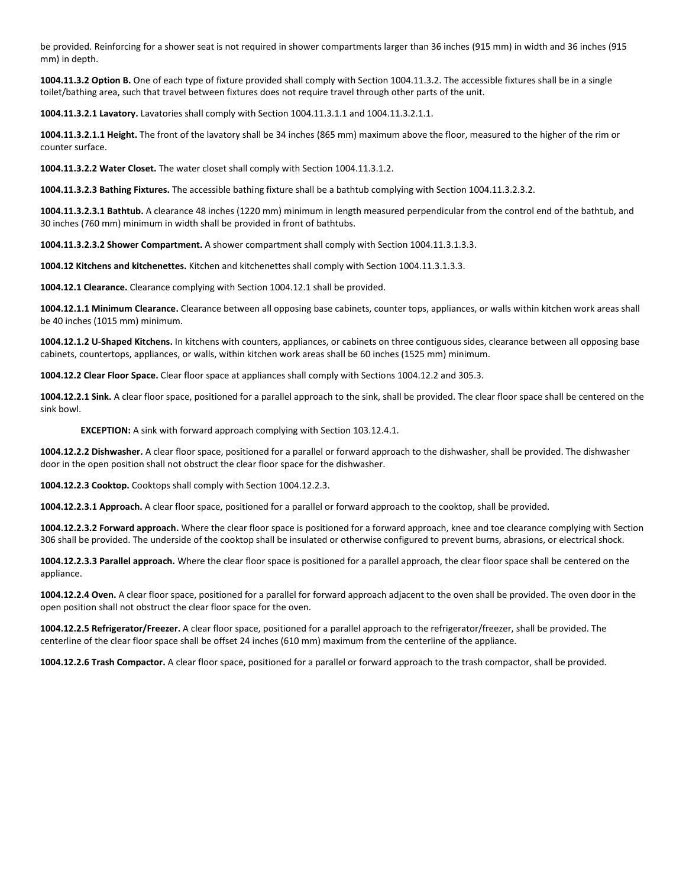be provided. Reinforcing for a shower seat is not required in shower compartments larger than 36 inches (915 mm) in width and 36 inches (915 mm) in depth.

**1004.11.3.2 Option B.** One of each type of fixture provided shall comply with Section 1004.11.3.2. The accessible fixtures shall be in a single toilet/bathing area, such that travel between fixtures does not require travel through other parts of the unit.

**1004.11.3.2.1 Lavatory.** Lavatories shall comply with Section 1004.11.3.1.1 and 1004.11.3.2.1.1.

**1004.11.3.2.1.1 Height.** The front of the lavatory shall be 34 inches (865 mm) maximum above the floor, measured to the higher of the rim or counter surface.

**1004.11.3.2.2 Water Closet.** The water closet shall comply with Section 1004.11.3.1.2.

**1004.11.3.2.3 Bathing Fixtures.** The accessible bathing fixture shall be a bathtub complying with Section 1004.11.3.2.3.2.

**1004.11.3.2.3.1 Bathtub.** A clearance 48 inches (1220 mm) minimum in length measured perpendicular from the control end of the bathtub, and 30 inches (760 mm) minimum in width shall be provided in front of bathtubs.

**1004.11.3.2.3.2 Shower Compartment.** A shower compartment shall comply with Section 1004.11.3.1.3.3.

**1004.12 Kitchens and kitchenettes.** Kitchen and kitchenettes shall comply with Section 1004.11.3.1.3.3.

**1004.12.1 Clearance.** Clearance complying with Section 1004.12.1 shall be provided.

**1004.12.1.1 Minimum Clearance.** Clearance between all opposing base cabinets, counter tops, appliances, or walls within kitchen work areas shall be 40 inches (1015 mm) minimum.

**1004.12.1.2 U-Shaped Kitchens.** In kitchens with counters, appliances, or cabinets on three contiguous sides, clearance between all opposing base cabinets, countertops, appliances, or walls, within kitchen work areas shall be 60 inches (1525 mm) minimum.

**1004.12.2 Clear Floor Space.** Clear floor space at appliances shall comply with Sections 1004.12.2 and 305.3.

**1004.12.2.1 Sink.** A clear floor space, positioned for a parallel approach to the sink, shall be provided. The clear floor space shall be centered on the sink bowl.

> **EXCEPTION:** A sink with forward approach complying with Section 103.12.4.1.

**1004.12.2.2 Dishwasher.** A clear floor space, positioned for a parallel or forward approach to the dishwasher, shall be provided. The dishwasher door in the open position shall not obstruct the clear floor space for the dishwasher.

**1004.12.2.3 Cooktop.** Cooktops shall comply with Section 1004.12.2.3.

**1004.12.2.3.1 Approach.** A clear floor space, positioned for a parallel or forward approach to the cooktop, shall be provided.

**1004.12.2.3.2 Forward approach.** Where the clear floor space is positioned for a forward approach, knee and toe clearance complying with Section 306 shall be provided. The underside of the cooktop shall be insulated or otherwise configured to prevent burns, abrasions, or electrical shock.

**1004.12.2.3.3 Parallel approach.** Where the clear floor space is positioned for a parallel approach, the clear floor space shall be centered on the appliance.

**1004.12.2.4 Oven.** A clear floor space, positioned for a parallel for forward approach adjacent to the oven shall be provided. The oven door in the open position shall not obstruct the clear floor space for the oven.

**1004.12.2.5 Refrigerator/Freezer.** A clear floor space, positioned for a parallel approach to the refrigerator/freezer, shall be provided. The centerline of the clear floor space shall be offset 24 inches (610 mm) maximum from the centerline of the appliance.

**1004.12.2.6 Trash Compactor.** A clear floor space, positioned for a parallel or forward approach to the trash compactor, shall be provided.